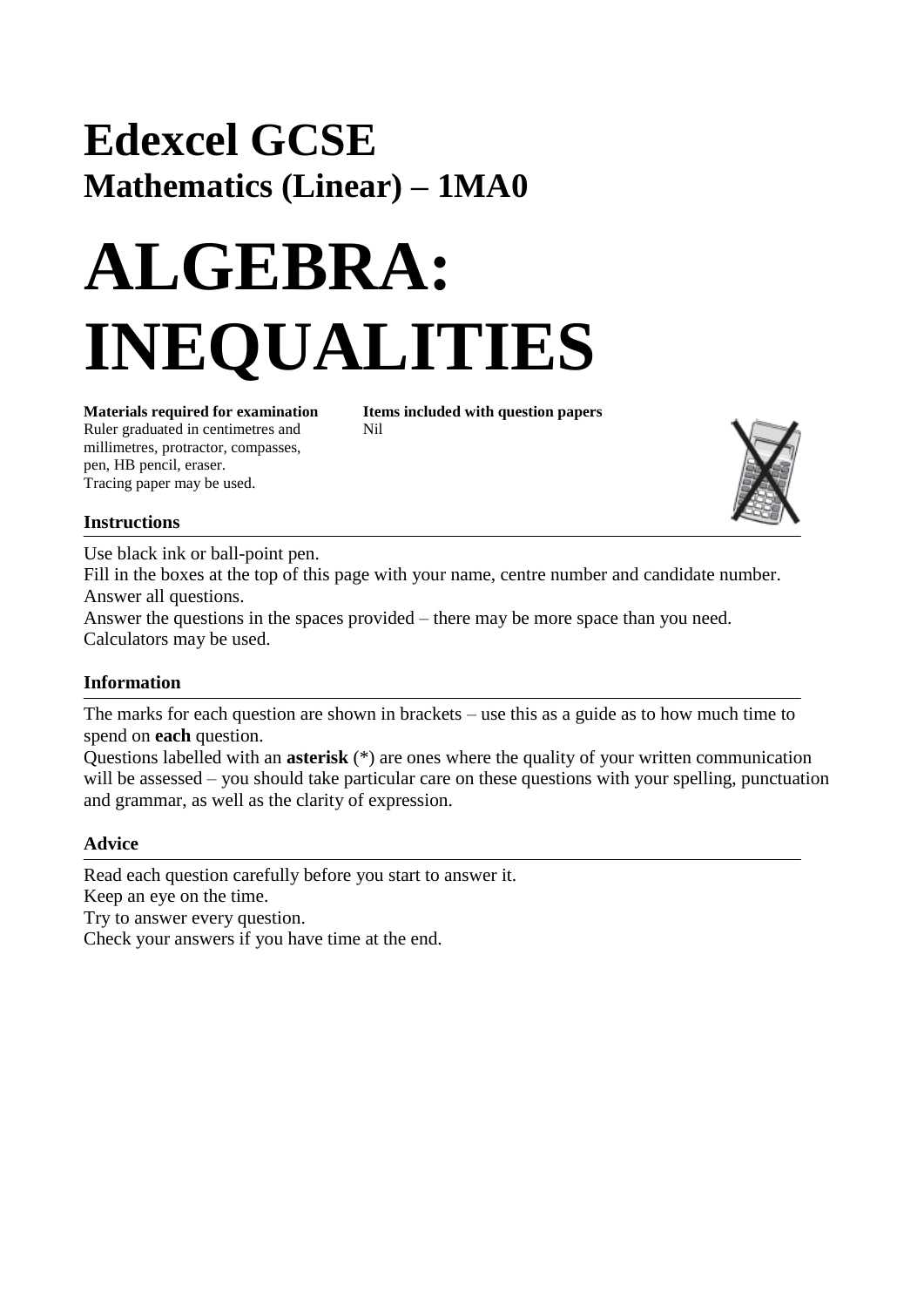# Edexcel GCSE
## Mathematics (Linear) – 1MA0

# ALGEBRA: INEQUALITIES

**Materials required for examination**
Ruler graduated in centimetres and millimetres, protractor, compasses, pen, HB pencil, eraser.
Tracing paper may be used.

**Items included with question papers**
Nil

### Instructions

Use black ink or ball-point pen.
Fill in the boxes at the top of this page with your name, centre number and candidate number.
Answer all questions.
Answer the questions in the spaces provided – there may be more space than you need.
Calculators may be used.

### Information

The marks for each question are shown in brackets – use this as a guide as to how much time to spend on **each** question.
Questions labelled with an **asterisk** (*) are ones where the quality of your written communication will be assessed – you should take particular care on these questions with your spelling, punctuation and grammar, as well as the clarity of expression.

### Advice

Read each question carefully before you start to answer it.
Keep an eye on the time.
Try to answer every question.
Check your answers if you have time at the end.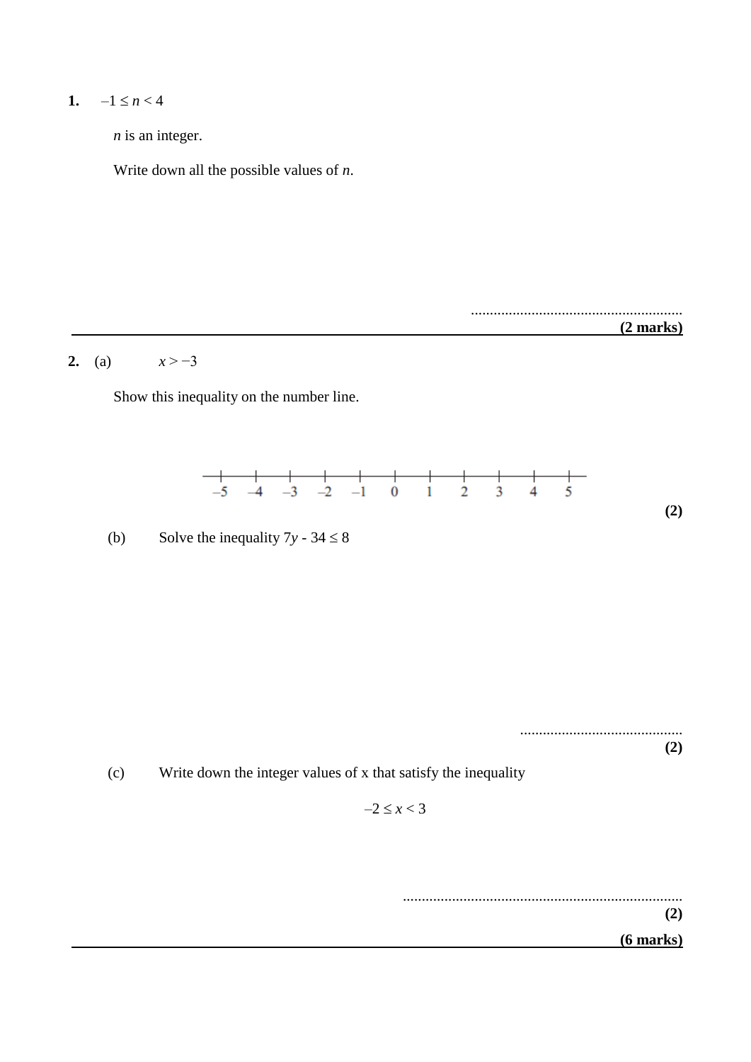**1.** $-1 \leq n < 4$

*n* is an integer.

Write down all the possible values of *n*.

........................................................

**(2 marks)**

---

**2.** (a) $x > -3$

Show this inequality on the number line.

$-5 \quad -4 \quad -3 \quad -2 \quad -1 \quad 0 \quad 1 \quad 2 \quad 3 \quad 4 \quad 5$

**(2)**

(b) Solve the inequality $7y - 34 \leq 8$

...........................................

**(2)**

(c) Write down the integer values of x that satisfy the inequality

$$-2 \leq x < 3$$

..........................................................................

**(2)**

**(6 marks)**

---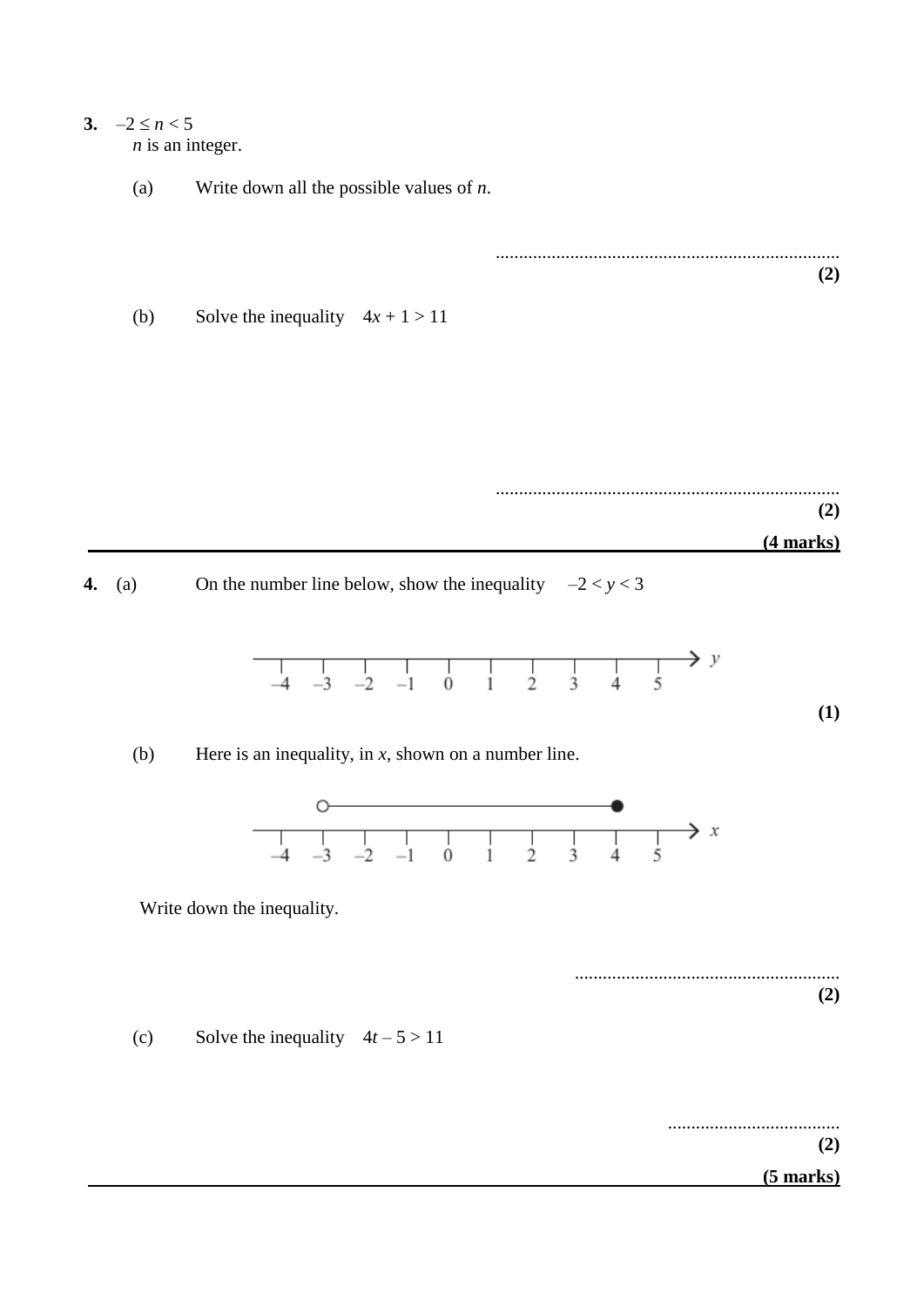**3.** $-2 \leq n < 5$

$n$ is an integer.

(a) Write down all the possible values of $n$.

..........................................................................

**(2)**

(b) Solve the inequality $4x + 1 > 11$

..........................................................................

**(2)**

**(4 marks)**

---

**4.** (a) On the number line below, show the inequality $-2 < y < 3$

$-4 \quad -3 \quad -2 \quad -1 \quad 0 \quad 1 \quad 2 \quad 3 \quad 4 \quad 5 \quad y$

**(1)**

(b) Here is an inequality, in $x$, shown on a number line.

$-4 \quad -3 \quad -2 \quad -1 \quad 0 \quad 1 \quad 2 \quad 3 \quad 4 \quad 5 \quad x$

Write down the inequality.

.........................................................

**(2)**

(c) Solve the inequality $4t - 5 > 11$

.....................................

**(2)**

**(5 marks)**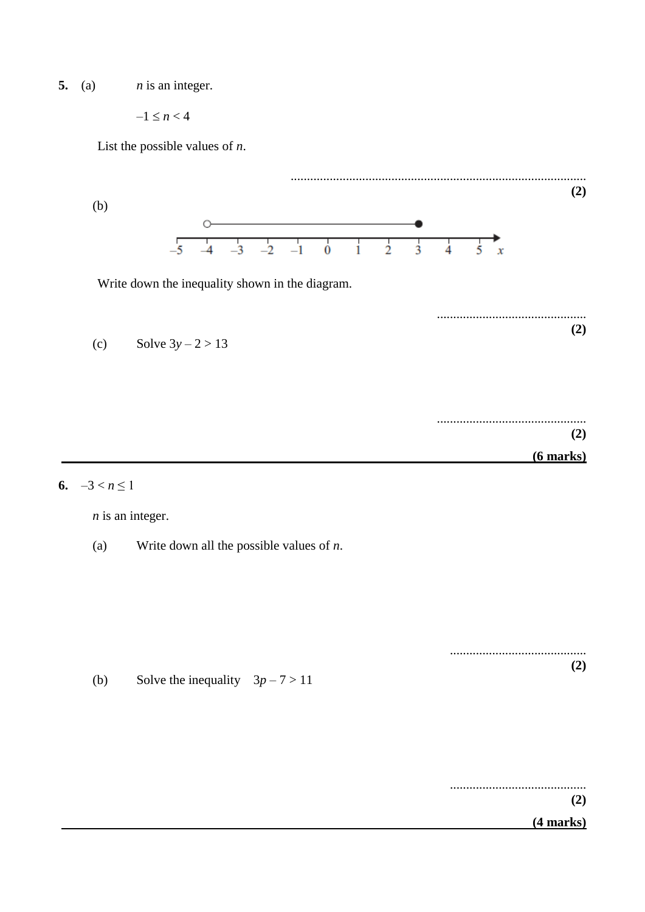**5.** (a) $n$ is an integer.

$-1 \leq n < 4$

List the possible values of $n$.

..........................................................................................

**(2)**

(b)

Number line from $-5$ to $5$ ($x$) with an open circle at $-4$ and a filled circle at $3$, joined by a line.

Write down the inequality shown in the diagram.

..............................................

**(2)**

(c) Solve $3y - 2 > 13$

..............................................

**(2)**

**(6 marks)**

---

**6.** $-3 < n \leq 1$

$n$ is an integer.

(a) Write down all the possible values of $n$.

..........................................

**(2)**

(b) Solve the inequality $3p - 7 > 11$

..........................................

**(2)**

**(4 marks)**

---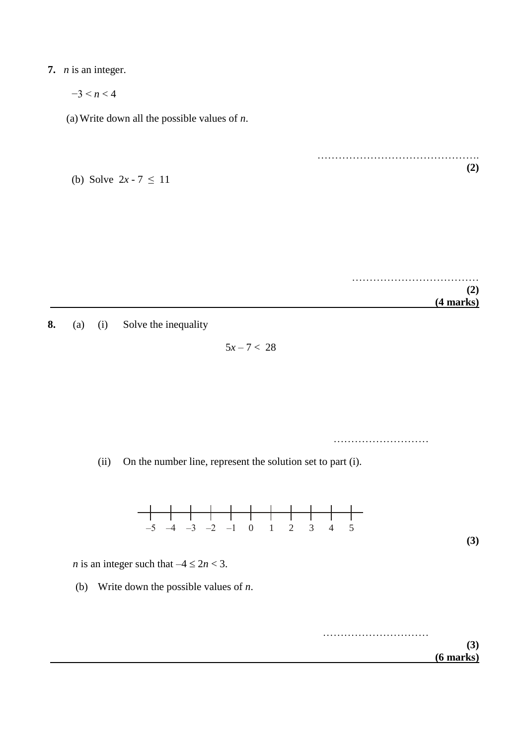**7.** $n$ is an integer.

$-3 < n < 4$

(a) Write down all the possible values of $n$.

…………………………………………

**(2)**

(b) Solve $2x - 7 \leq 11$

………………………………

**(2)**

**(4 marks)**

---

**8.** (a) (i) Solve the inequality

$$5x - 7 < 28$$

………………………

(ii) On the number line, represent the solution set to part (i).

–5 –4 –3 –2 –1 0 1 2 3 4 5

**(3)**

$n$ is an integer such that $-4 \leq 2n < 3$.

(b) Write down the possible values of $n$.

…………………………

**(3)**

**(6 marks)**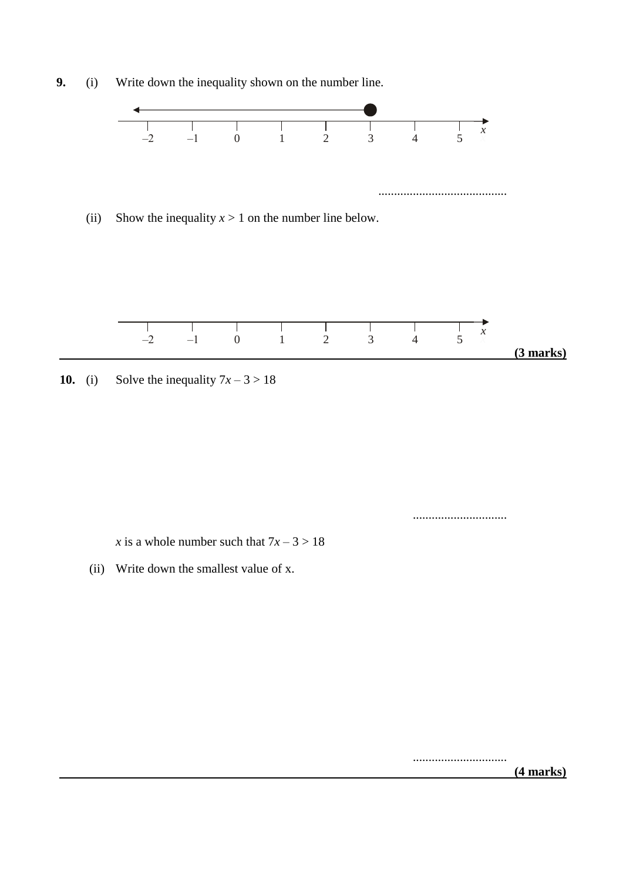**9.** (i) Write down the inequality shown on the number line.

–2 –1 0 1 2 3 4 5 $x$

.........................................

(ii) Show the inequality $x > 1$ on the number line below.

–2 –1 0 1 2 3 4 5 $x$

**(3 marks)**

---

**10.** (i) Solve the inequality $7x – 3 > 18$

..............................

$x$ is a whole number such that $7x – 3 > 18$

(ii) Write down the smallest value of x.

..............................

**(4 marks)**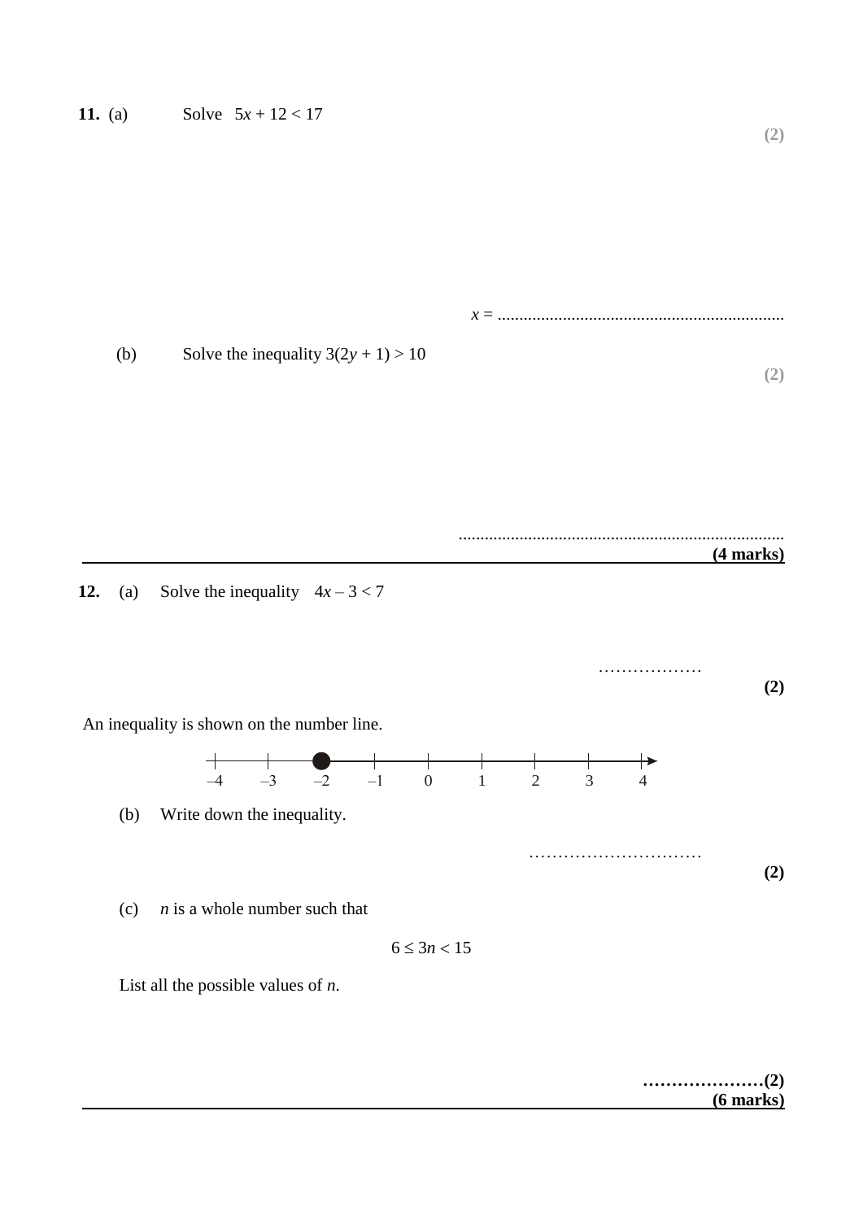**11.** (a) Solve $5x + 12 < 17$

**(2)**

$x =$ ..................................................................

(b) Solve the inequality $3(2y + 1) > 10$

**(2)**

..........................................................................

**(4 marks)**

---

**12.** (a) Solve the inequality $4x - 3 < 7$

………………

**(2)**

An inequality is shown on the number line.

(b) Write down the inequality.

…………………………

**(2)**

(c) $n$ is a whole number such that

$$6 \leq 3n < 15$$

List all the possible values of $n$.

…………………**(2)**

**(6 marks)**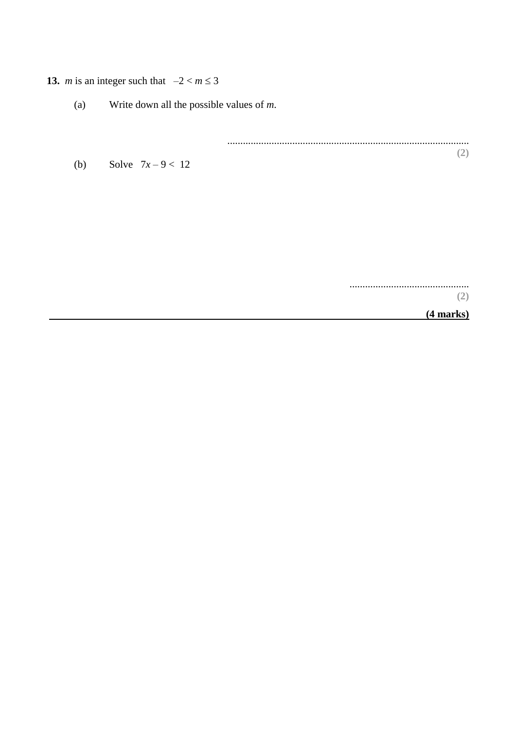**13.** $m$ is an integer such that $-2 < m \leq 3$

(a) Write down all the possible values of $m$.

..........................................................................................

**(2)**

(b) Solve $7x - 9 < 12$

..............................................

**(2)**

**(4 marks)**